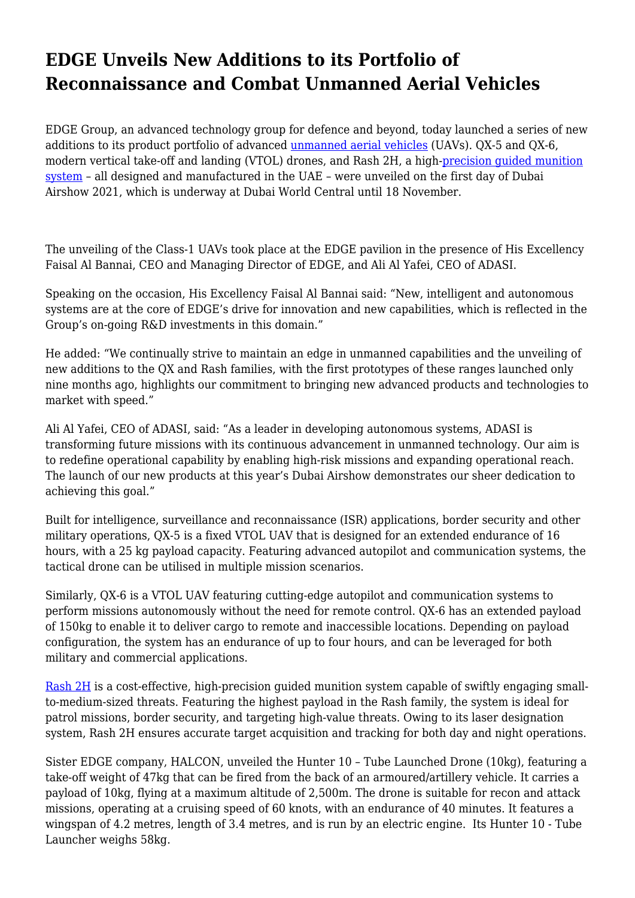# EDGE Unveils New Additions to its Portfolio of Reconnaissance and Combat Unmanned Aerial Vehicles

EDGE Group, an advanced technology group for defence and beyond, today launched a series of new additions to its product portfolio of advanced unmanned aerial vehicles (UAVs). QX-5 and QX-6, modern vertical take-off and landing (VTOL) drones, and Rash 2H, a high-precision guided munition system – all designed and manufactured in the UAE – were unveiled on the first day of Dubai Airshow 2021, which is underway at Dubai World Central until 18 November.

The unveiling of the Class-1 UAVs took place at the EDGE pavilion in the presence of His Excellency Faisal Al Bannai, CEO and Managing Director of EDGE, and Ali Al Yafei, CEO of ADASI.

Speaking on the occasion, His Excellency Faisal Al Bannai said: "New, intelligent and autonomous systems are at the core of EDGE's drive for innovation and new capabilities, which is reflected in the Group's on-going R&D investments in this domain."

He added: "We continually strive to maintain an edge in unmanned capabilities and the unveiling of new additions to the QX and Rash families, with the first prototypes of these ranges launched only nine months ago, highlights our commitment to bringing new advanced products and technologies to market with speed."

Ali Al Yafei, CEO of ADASI, said: "As a leader in developing autonomous systems, ADASI is transforming future missions with its continuous advancement in unmanned technology. Our aim is to redefine operational capability by enabling high-risk missions and expanding operational reach. The launch of our new products at this year's Dubai Airshow demonstrates our sheer dedication to achieving this goal."

Built for intelligence, surveillance and reconnaissance (ISR) applications, border security and other military operations, QX-5 is a fixed VTOL UAV that is designed for an extended endurance of 16 hours, with a 25 kg payload capacity. Featuring advanced autopilot and communication systems, the tactical drone can be utilised in multiple mission scenarios.

Similarly, QX-6 is a VTOL UAV featuring cutting-edge autopilot and communication systems to perform missions autonomously without the need for remote control. QX-6 has an extended payload of 150kg to enable it to deliver cargo to remote and inaccessible locations. Depending on payload configuration, the system has an endurance of up to four hours, and can be leveraged for both military and commercial applications.

Rash 2H is a cost-effective, high-precision guided munition system capable of swiftly engaging small-to-medium-sized threats. Featuring the highest payload in the Rash family, the system is ideal for patrol missions, border security, and targeting high-value threats. Owing to its laser designation system, Rash 2H ensures accurate target acquisition and tracking for both day and night operations.

Sister EDGE company, HALCON, unveiled the Hunter 10 – Tube Launched Drone (10kg), featuring a take-off weight of 47kg that can be fired from the back of an armoured/artillery vehicle. It carries a payload of 10kg, flying at a maximum altitude of 2,500m. The drone is suitable for recon and attack missions, operating at a cruising speed of 60 knots, with an endurance of 40 minutes. It features a wingspan of 4.2 metres, length of 3.4 metres, and is run by an electric engine. Its Hunter 10 - Tube Launcher weighs 58kg.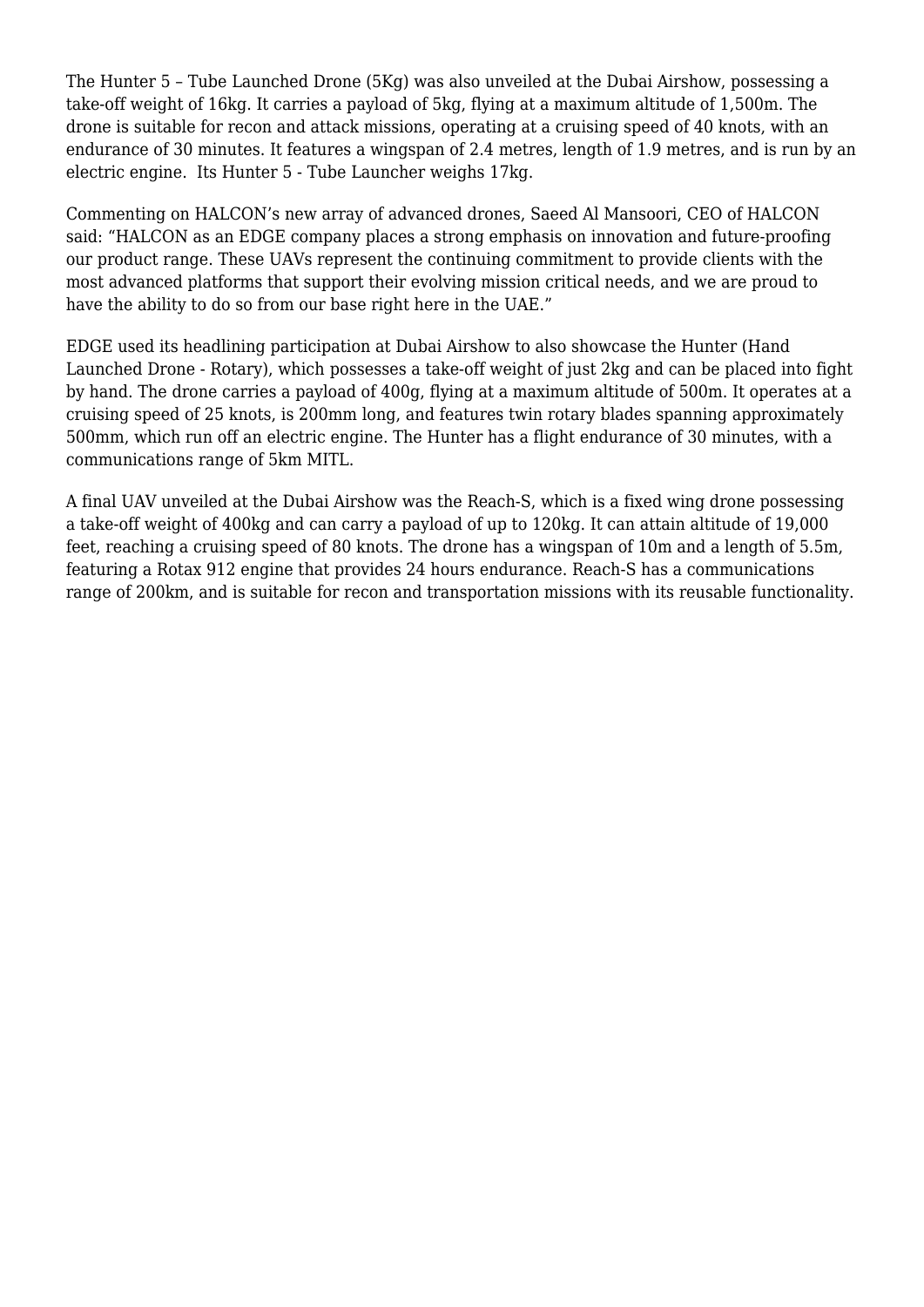The Hunter 5 – Tube Launched Drone (5Kg) was also unveiled at the Dubai Airshow, possessing a take-off weight of 16kg. It carries a payload of 5kg, flying at a maximum altitude of 1,500m. The drone is suitable for recon and attack missions, operating at a cruising speed of 40 knots, with an endurance of 30 minutes. It features a wingspan of 2.4 metres, length of 1.9 metres, and is run by an electric engine. Its Hunter 5 - Tube Launcher weighs 17kg.

Commenting on HALCON's new array of advanced drones, Saeed Al Mansoori, CEO of HALCON said: "HALCON as an EDGE company places a strong emphasis on innovation and future-proofing our product range. These UAVs represent the continuing commitment to provide clients with the most advanced platforms that support their evolving mission critical needs, and we are proud to have the ability to do so from our base right here in the UAE."

EDGE used its headlining participation at Dubai Airshow to also showcase the Hunter (Hand Launched Drone - Rotary), which possesses a take-off weight of just 2kg and can be placed into fight by hand. The drone carries a payload of 400g, flying at a maximum altitude of 500m. It operates at a cruising speed of 25 knots, is 200mm long, and features twin rotary blades spanning approximately 500mm, which run off an electric engine. The Hunter has a flight endurance of 30 minutes, with a communications range of 5km MITL.

A final UAV unveiled at the Dubai Airshow was the Reach-S, which is a fixed wing drone possessing a take-off weight of 400kg and can carry a payload of up to 120kg. It can attain altitude of 19,000 feet, reaching a cruising speed of 80 knots. The drone has a wingspan of 10m and a length of 5.5m, featuring a Rotax 912 engine that provides 24 hours endurance. Reach-S has a communications range of 200km, and is suitable for recon and transportation missions with its reusable functionality.